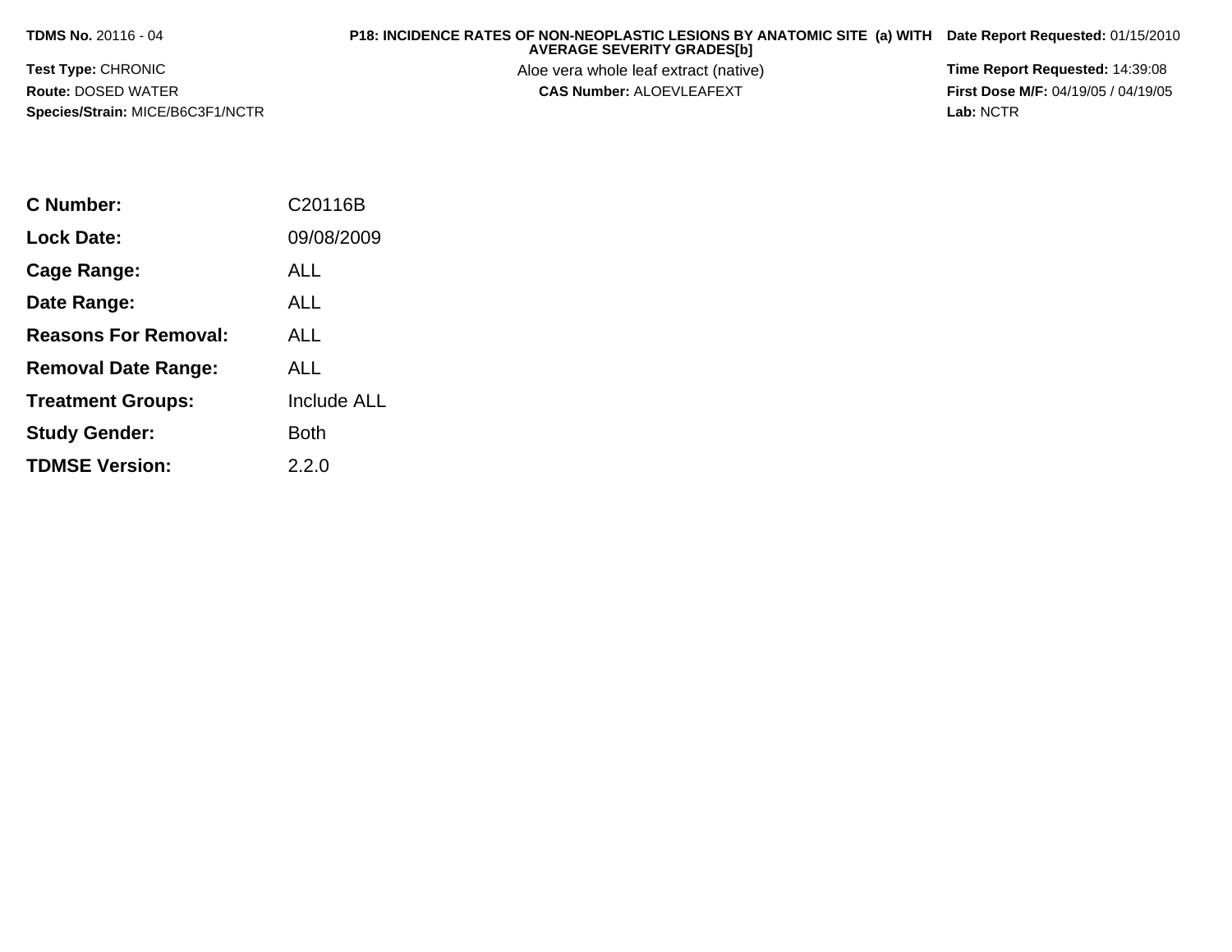**TDMS No.** 20116 - 04

**Test Type:** CHRONIC

**Route:** DOSED WATER

**Species/Strain:** MICE/B6C3F1/NCTR

**P18: INCIDENCE RATES OF NON-NEOPLASTIC LESIONS BY ANATOMIC SITE (a) WITH AVERAGE SEVERITY GRADES[b]**

Aloe vera whole leaf extract (native)

**CAS Number:** ALOEVLEAFEXT

**Date Report Requested:** 01/15/2010

**Time Report Requested:** 14:39:08

**First Dose M/F:** 04/19/05 / 04/19/05

**Lab:** NCTR

| | |
|---|---|
| **C Number:** | C20116B |
| **Lock Date:** | 09/08/2009 |
| **Cage Range:** | ALL |
| **Date Range:** | ALL |
| **Reasons For Removal:** | ALL |
| **Removal Date Range:** | ALL |
| **Treatment Groups:** | Include ALL |
| **Study Gender:** | Both |
| **TDMSE Version:** | 2.2.0 |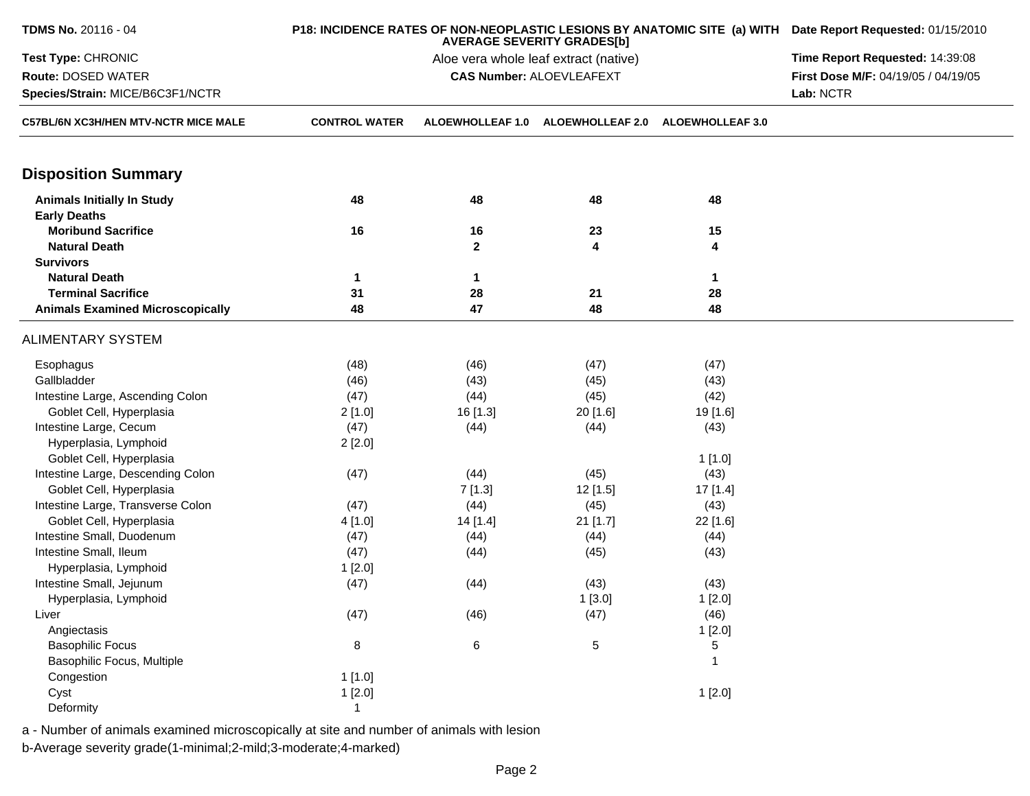**TDMS No.** 20116 - 04
**Test Type:** CHRONIC
**Route:** DOSED WATER
**Species/Strain:** MICE/B6C3F1/NCTR

**P18: INCIDENCE RATES OF NON-NEOPLASTIC LESIONS BY ANATOMIC SITE (a) WITH AVERAGE SEVERITY GRADES[b]**
Aloe vera whole leaf extract (native)
**CAS Number:** ALOEVLEAFEXT

**Date Report Requested:** 01/15/2010
**Time Report Requested:** 14:39:08
**First Dose M/F:** 04/19/05 / 04/19/05
**Lab:** NCTR

| C57BL/6N XC3H/HEN MTV-NCTR MICE MALE | CONTROL WATER | ALOEWHOLLEAF 1.0 | ALOEWHOLLEAF 2.0 | ALOEWHOLLEAF 3.0 |
|---|---|---|---|---|
| **Disposition Summary** | | | | |
| **Animals Initially In Study** | **48** | **48** | **48** | **48** |
| **Early Deaths** | | | | |
| **Moribund Sacrifice** | **16** | **16** | **23** | **15** |
| **Natural Death** | | **2** | **4** | **4** |
| **Survivors** | | | | |
| **Natural Death** | **1** | **1** | | **1** |
| **Terminal Sacrifice** | **31** | **28** | **21** | **28** |
| **Animals Examined Microscopically** | **48** | **47** | **48** | **48** |
| ALIMENTARY SYSTEM | | | | |
| Esophagus | (48) | (46) | (47) | (47) |
| Gallbladder | (46) | (43) | (45) | (43) |
| Intestine Large, Ascending Colon | (47) | (44) | (45) | (42) |
| Goblet Cell, Hyperplasia | 2 [1.0] | 16 [1.3] | 20 [1.6] | 19 [1.6] |
| Intestine Large, Cecum | (47) | (44) | (44) | (43) |
| Hyperplasia, Lymphoid | 2 [2.0] | | | |
| Goblet Cell, Hyperplasia | | | | 1 [1.0] |
| Intestine Large, Descending Colon | (47) | (44) | (45) | (43) |
| Goblet Cell, Hyperplasia | | 7 [1.3] | 12 [1.5] | 17 [1.4] |
| Intestine Large, Transverse Colon | (47) | (44) | (45) | (43) |
| Goblet Cell, Hyperplasia | 4 [1.0] | 14 [1.4] | 21 [1.7] | 22 [1.6] |
| Intestine Small, Duodenum | (47) | (44) | (44) | (44) |
| Intestine Small, Ileum | (47) | (44) | (45) | (43) |
| Hyperplasia, Lymphoid | 1 [2.0] | | | |
| Intestine Small, Jejunum | (47) | (44) | (43) | (43) |
| Hyperplasia, Lymphoid | | | 1 [3.0] | 1 [2.0] |
| Liver | (47) | (46) | (47) | (46) |
| Angiectasis | | | | 1 [2.0] |
| Basophilic Focus | 8 | 6 | 5 | 5 |
| Basophilic Focus, Multiple | | | | 1 |
| Congestion | 1 [1.0] | | | |
| Cyst | 1 [2.0] | | | 1 [2.0] |
| Deformity | 1 | | | |

a - Number of animals examined microscopically at site and number of animals with lesion
b-Average severity grade(1-minimal;2-mild;3-moderate;4-marked)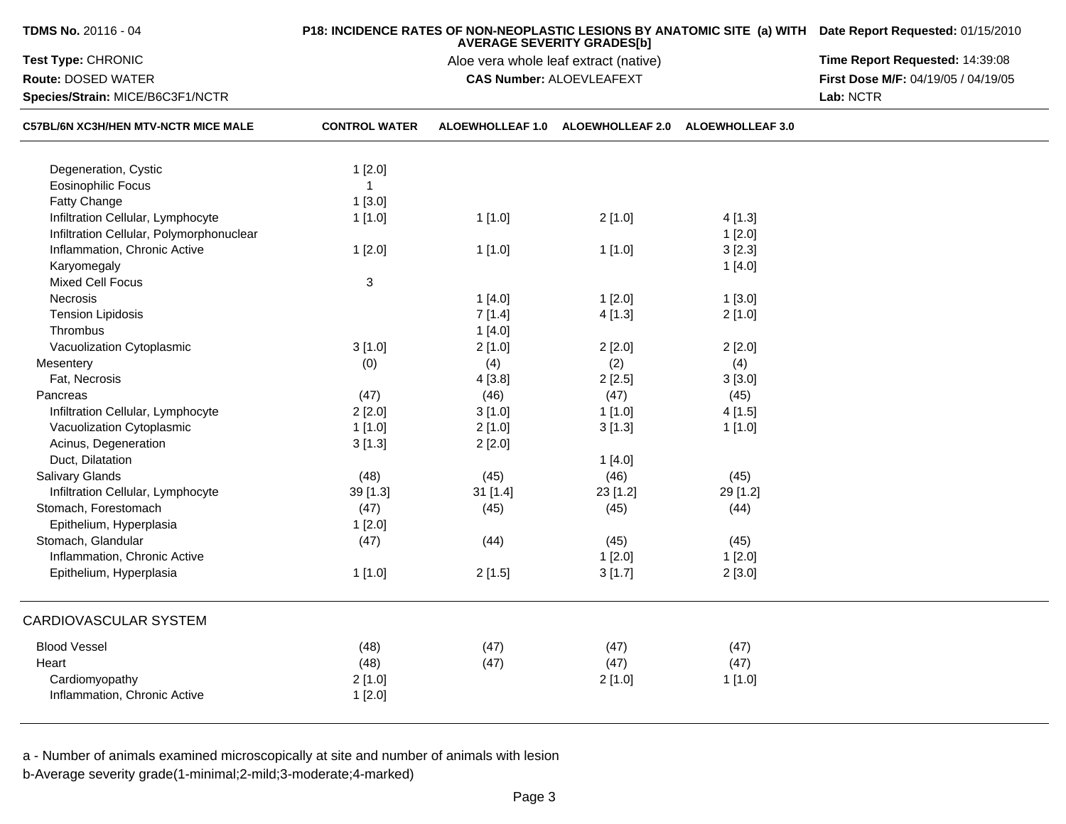**TDMS No.** 20116 - 04
**Test Type:** CHRONIC
**Route:** DOSED WATER
**Species/Strain:** MICE/B6C3F1/NCTR

**P18: INCIDENCE RATES OF NON-NEOPLASTIC LESIONS BY ANATOMIC SITE (a) WITH AVERAGE SEVERITY GRADES[b]**
Aloe vera whole leaf extract (native)
**CAS Number:** ALOEVLEAFEXT

**Date Report Requested:** 01/15/2010
**Time Report Requested:** 14:39:08
**First Dose M/F:** 04/19/05 / 04/19/05
**Lab:** NCTR

| C57BL/6N XC3H/HEN MTV-NCTR MICE MALE | CONTROL WATER | ALOEWHOLLEAF 1.0 | ALOEWHOLLEAF 2.0 | ALOEWHOLLEAF 3.0 |
|---|---|---|---|---|
| Degeneration, Cystic | 1 [2.0] | | | |
| Eosinophilic Focus | 1 | | | |
| Fatty Change | 1 [3.0] | | | |
| Infiltration Cellular, Lymphocyte | 1 [1.0] | 1 [1.0] | 2 [1.0] | 4 [1.3] |
| Infiltration Cellular, Polymorphonuclear | | | | 1 [2.0] |
| Inflammation, Chronic Active | 1 [2.0] | 1 [1.0] | 1 [1.0] | 3 [2.3] |
| Karyomegaly | | | | 1 [4.0] |
| Mixed Cell Focus | 3 | | | |
| Necrosis | | 1 [4.0] | 1 [2.0] | 1 [3.0] |
| Tension Lipidosis | | 7 [1.4] | 4 [1.3] | 2 [1.0] |
| Thrombus | | 1 [4.0] | | |
| Vacuolization Cytoplasmic | 3 [1.0] | 2 [1.0] | 2 [2.0] | 2 [2.0] |
| Mesentery | (0) | (4) | (2) | (4) |
| Fat, Necrosis | | 4 [3.8] | 2 [2.5] | 3 [3.0] |
| Pancreas | (47) | (46) | (47) | (45) |
| Infiltration Cellular, Lymphocyte | 2 [2.0] | 3 [1.0] | 1 [1.0] | 4 [1.5] |
| Vacuolization Cytoplasmic | 1 [1.0] | 2 [1.0] | 3 [1.3] | 1 [1.0] |
| Acinus, Degeneration | 3 [1.3] | 2 [2.0] | | |
| Duct, Dilatation | | | 1 [4.0] | |
| Salivary Glands | (48) | (45) | (46) | (45) |
| Infiltration Cellular, Lymphocyte | 39 [1.3] | 31 [1.4] | 23 [1.2] | 29 [1.2] |
| Stomach, Forestomach | (47) | (45) | (45) | (44) |
| Epithelium, Hyperplasia | 1 [2.0] | | | |
| Stomach, Glandular | (47) | (44) | (45) | (45) |
| Inflammation, Chronic Active | | | 1 [2.0] | 1 [2.0] |
| Epithelium, Hyperplasia | 1 [1.0] | 2 [1.5] | 3 [1.7] | 2 [3.0] |
| **CARDIOVASCULAR SYSTEM** | | | | |
| Blood Vessel | (48) | (47) | (47) | (47) |
| Heart | (48) | (47) | (47) | (47) |
| Cardiomyopathy | 2 [1.0] | | 2 [1.0] | 1 [1.0] |
| Inflammation, Chronic Active | 1 [2.0] | | | |

a - Number of animals examined microscopically at site and number of animals with lesion
b-Average severity grade(1-minimal;2-mild;3-moderate;4-marked)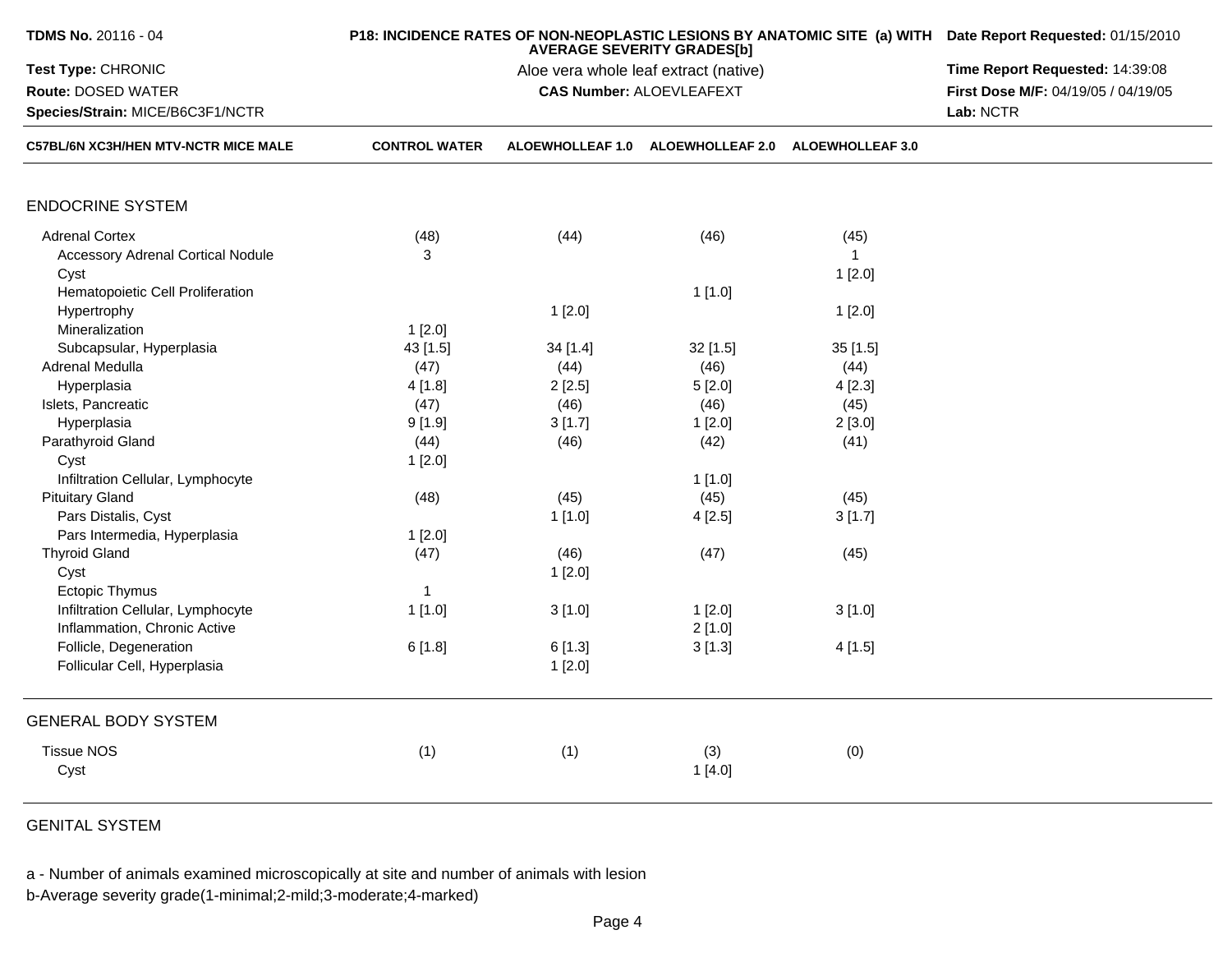**TDMS No.** 20116 - 04
**Test Type:** CHRONIC
**Route:** DOSED WATER
**Species/Strain:** MICE/B6C3F1/NCTR

**P18: INCIDENCE RATES OF NON-NEOPLASTIC LESIONS BY ANATOMIC SITE (a) WITH AVERAGE SEVERITY GRADES[b]**
Aloe vera whole leaf extract (native)
**CAS Number:** ALOEVLEAFEXT

**Date Report Requested:** 01/15/2010
**Time Report Requested:** 14:39:08
**First Dose M/F:** 04/19/05 / 04/19/05
**Lab:** NCTR

| C57BL/6N XC3H/HEN MTV-NCTR MICE MALE | CONTROL WATER | ALOEWHOLLEAF 1.0 | ALOEWHOLLEAF 2.0 | ALOEWHOLLEAF 3.0 |
|---|---|---|---|---|
| **ENDOCRINE SYSTEM** | | | | |
| Adrenal Cortex | (48) | (44) | (46) | (45) |
| Accessory Adrenal Cortical Nodule | 3 | | | 1 |
| Cyst | | | | 1 [2.0] |
| Hematopoietic Cell Proliferation | | | 1 [1.0] | |
| Hypertrophy | | 1 [2.0] | | 1 [2.0] |
| Mineralization | 1 [2.0] | | | |
| Subcapsular, Hyperplasia | 43 [1.5] | 34 [1.4] | 32 [1.5] | 35 [1.5] |
| Adrenal Medulla | (47) | (44) | (46) | (44) |
| Hyperplasia | 4 [1.8] | 2 [2.5] | 5 [2.0] | 4 [2.3] |
| Islets, Pancreatic | (47) | (46) | (46) | (45) |
| Hyperplasia | 9 [1.9] | 3 [1.7] | 1 [2.0] | 2 [3.0] |
| Parathyroid Gland | (44) | (46) | (42) | (41) |
| Cyst | 1 [2.0] | | | |
| Infiltration Cellular, Lymphocyte | | | 1 [1.0] | |
| Pituitary Gland | (48) | (45) | (45) | (45) |
| Pars Distalis, Cyst | | 1 [1.0] | 4 [2.5] | 3 [1.7] |
| Pars Intermedia, Hyperplasia | 1 [2.0] | | | |
| Thyroid Gland | (47) | (46) | (47) | (45) |
| Cyst | | 1 [2.0] | | |
| Ectopic Thymus | 1 | | | |
| Infiltration Cellular, Lymphocyte | 1 [1.0] | 3 [1.0] | 1 [2.0] | 3 [1.0] |
| Inflammation, Chronic Active | | | 2 [1.0] | |
| Follicle, Degeneration | 6 [1.8] | 6 [1.3] | 3 [1.3] | 4 [1.5] |
| Follicular Cell, Hyperplasia | | 1 [2.0] | | |
| **GENERAL BODY SYSTEM** | | | | |
| Tissue NOS | (1) | (1) | (3) | (0) |
| Cyst | | | 1 [4.0] | |
| **GENITAL SYSTEM** | | | | |

a - Number of animals examined microscopically at site and number of animals with lesion
b-Average severity grade(1-minimal;2-mild;3-moderate;4-marked)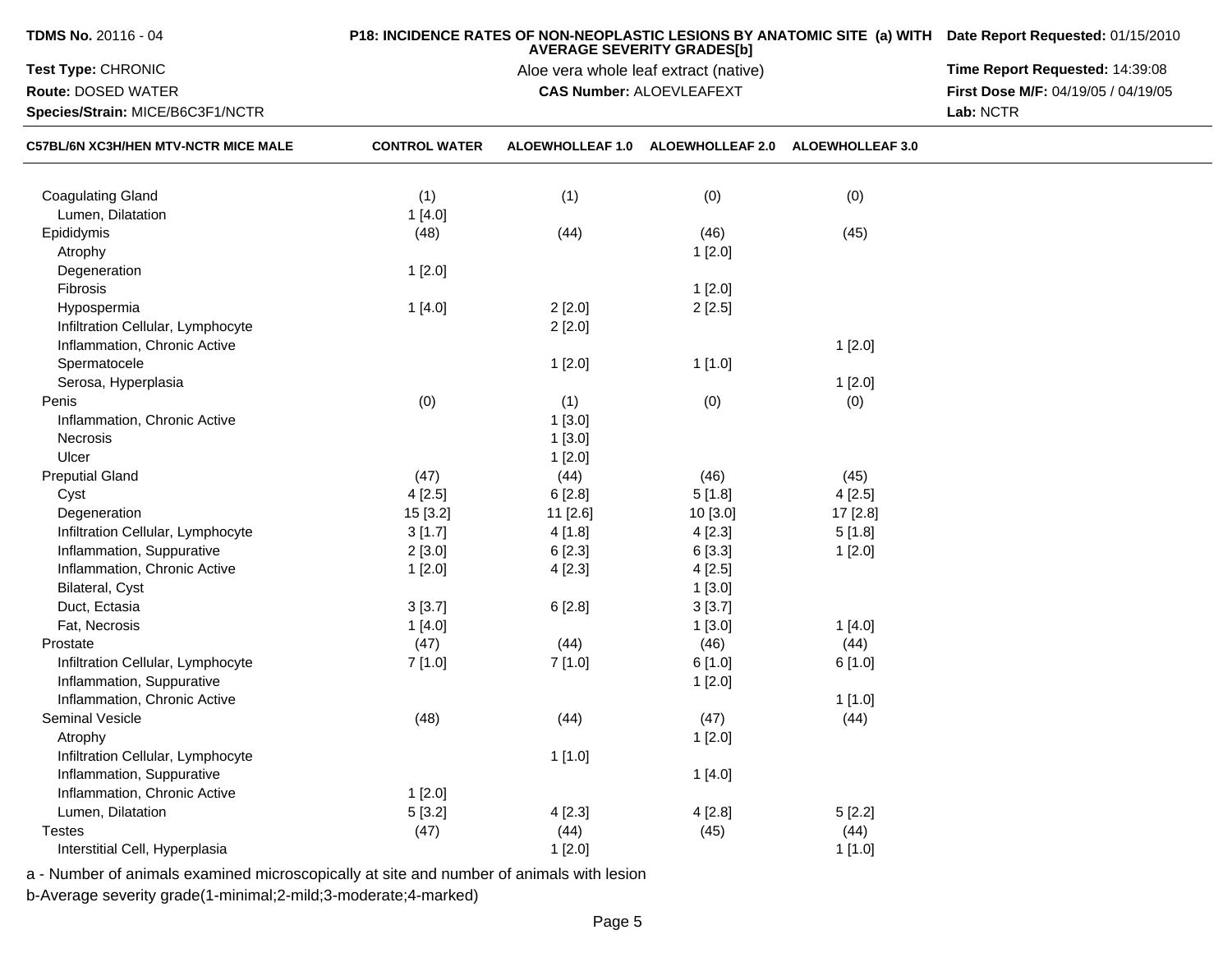**TDMS No.** 20116 - 04

**P18: INCIDENCE RATES OF NON-NEOPLASTIC LESIONS BY ANATOMIC SITE (a) WITH AVERAGE SEVERITY GRADES[b]**

**Date Report Requested:** 01/15/2010

**Test Type:** CHRONIC

Aloe vera whole leaf extract (native)

**Time Report Requested:** 14:39:08

**Route:** DOSED WATER

**CAS Number:** ALOEVLEAFEXT

**First Dose M/F:** 04/19/05 / 04/19/05

**Species/Strain:** MICE/B6C3F1/NCTR

**Lab:** NCTR

| C57BL/6N XC3H/HEN MTV-NCTR MICE MALE | CONTROL WATER | ALOEWHOLLEAF 1.0 | ALOEWHOLLEAF 2.0 | ALOEWHOLLEAF 3.0 |
|---|---|---|---|---|
| Coagulating Gland | (1) | (1) | (0) | (0) |
| Lumen, Dilatation | 1 [4.0] | | | |
| Epididymis | (48) | (44) | (46) | (45) |
| Atrophy | | | 1 [2.0] | |
| Degeneration | 1 [2.0] | | | |
| Fibrosis | | | 1 [2.0] | |
| Hypospermia | 1 [4.0] | 2 [2.0] | 2 [2.5] | |
| Infiltration Cellular, Lymphocyte | | 2 [2.0] | | |
| Inflammation, Chronic Active | | | | 1 [2.0] |
| Spermatocele | | 1 [2.0] | 1 [1.0] | |
| Serosa, Hyperplasia | | | | 1 [2.0] |
| Penis | (0) | (1) | (0) | (0) |
| Inflammation, Chronic Active | | 1 [3.0] | | |
| Necrosis | | 1 [3.0] | | |
| Ulcer | | 1 [2.0] | | |
| Preputial Gland | (47) | (44) | (46) | (45) |
| Cyst | 4 [2.5] | 6 [2.8] | 5 [1.8] | 4 [2.5] |
| Degeneration | 15 [3.2] | 11 [2.6] | 10 [3.0] | 17 [2.8] |
| Infiltration Cellular, Lymphocyte | 3 [1.7] | 4 [1.8] | 4 [2.3] | 5 [1.8] |
| Inflammation, Suppurative | 2 [3.0] | 6 [2.3] | 6 [3.3] | 1 [2.0] |
| Inflammation, Chronic Active | 1 [2.0] | 4 [2.3] | 4 [2.5] | |
| Bilateral, Cyst | | | 1 [3.0] | |
| Duct, Ectasia | 3 [3.7] | 6 [2.8] | 3 [3.7] | |
| Fat, Necrosis | 1 [4.0] | | 1 [3.0] | 1 [4.0] |
| Prostate | (47) | (44) | (46) | (44) |
| Infiltration Cellular, Lymphocyte | 7 [1.0] | 7 [1.0] | 6 [1.0] | 6 [1.0] |
| Inflammation, Suppurative | | | 1 [2.0] | |
| Inflammation, Chronic Active | | | | 1 [1.0] |
| Seminal Vesicle | (48) | (44) | (47) | (44) |
| Atrophy | | | 1 [2.0] | |
| Infiltration Cellular, Lymphocyte | | 1 [1.0] | | |
| Inflammation, Suppurative | | | 1 [4.0] | |
| Inflammation, Chronic Active | 1 [2.0] | | | |
| Lumen, Dilatation | 5 [3.2] | 4 [2.3] | 4 [2.8] | 5 [2.2] |
| Testes | (47) | (44) | (45) | (44) |
| Interstitial Cell, Hyperplasia | | 1 [2.0] | | 1 [1.0] |

a - Number of animals examined microscopically at site and number of animals with lesion

b-Average severity grade(1-minimal;2-mild;3-moderate;4-marked)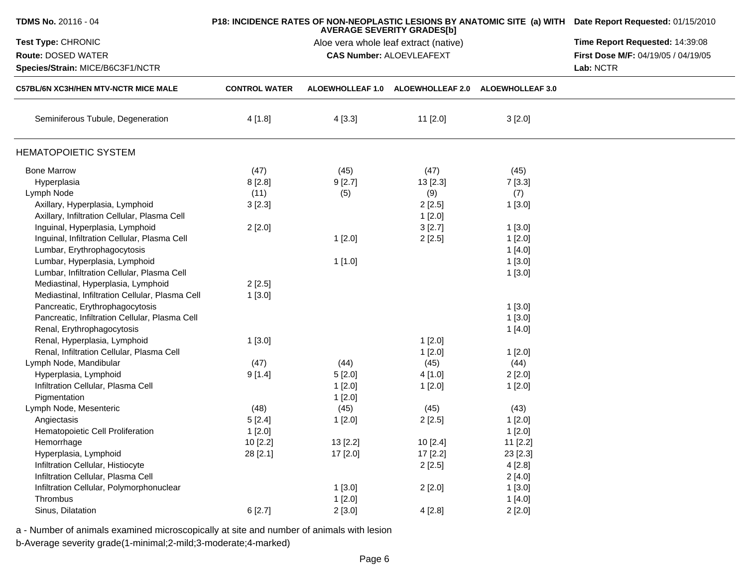**TDMS No.** 20116 - 04
**Test Type:** CHRONIC
**Route:** DOSED WATER
**Species/Strain:** MICE/B6C3F1/NCTR

**P18: INCIDENCE RATES OF NON-NEOPLASTIC LESIONS BY ANATOMIC SITE (a) WITH AVERAGE SEVERITY GRADES[b]**
Aloe vera whole leaf extract (native)
**CAS Number:** ALOEVLEAFEXT

**Date Report Requested:** 01/15/2010
**Time Report Requested:** 14:39:08
**First Dose M/F:** 04/19/05 / 04/19/05
**Lab:** NCTR

| C57BL/6N XC3H/HEN MTV-NCTR MICE MALE | CONTROL WATER | ALOEWHOLLEAF 1.0 | ALOEWHOLLEAF 2.0 | ALOEWHOLLEAF 3.0 |
|---|---|---|---|---|
| Seminiferous Tubule, Degeneration | 4 [1.8] | 4 [3.3] | 11 [2.0] | 3 [2.0] |
| **HEMATOPOIETIC SYSTEM** | | | | |
| Bone Marrow | (47) | (45) | (47) | (45) |
| Hyperplasia | 8 [2.8] | 9 [2.7] | 13 [2.3] | 7 [3.3] |
| Lymph Node | (11) | (5) | (9) | (7) |
| Axillary, Hyperplasia, Lymphoid | 3 [2.3] | | 2 [2.5] | 1 [3.0] |
| Axillary, Infiltration Cellular, Plasma Cell | | | 1 [2.0] | |
| Inguinal, Hyperplasia, Lymphoid | 2 [2.0] | | 3 [2.7] | 1 [3.0] |
| Inguinal, Infiltration Cellular, Plasma Cell | | 1 [2.0] | 2 [2.5] | 1 [2.0] |
| Lumbar, Erythrophagocytosis | | | | 1 [4.0] |
| Lumbar, Hyperplasia, Lymphoid | | 1 [1.0] | | 1 [3.0] |
| Lumbar, Infiltration Cellular, Plasma Cell | | | | 1 [3.0] |
| Mediastinal, Hyperplasia, Lymphoid | 2 [2.5] | | | |
| Mediastinal, Infiltration Cellular, Plasma Cell | 1 [3.0] | | | |
| Pancreatic, Erythrophagocytosis | | | | 1 [3.0] |
| Pancreatic, Infiltration Cellular, Plasma Cell | | | | 1 [3.0] |
| Renal, Erythrophagocytosis | | | | 1 [4.0] |
| Renal, Hyperplasia, Lymphoid | 1 [3.0] | | 1 [2.0] | |
| Renal, Infiltration Cellular, Plasma Cell | | | 1 [2.0] | 1 [2.0] |
| Lymph Node, Mandibular | (47) | (44) | (45) | (44) |
| Hyperplasia, Lymphoid | 9 [1.4] | 5 [2.0] | 4 [1.0] | 2 [2.0] |
| Infiltration Cellular, Plasma Cell | | 1 [2.0] | 1 [2.0] | 1 [2.0] |
| Pigmentation | | 1 [2.0] | | |
| Lymph Node, Mesenteric | (48) | (45) | (45) | (43) |
| Angiectasis | 5 [2.4] | 1 [2.0] | 2 [2.5] | 1 [2.0] |
| Hematopoietic Cell Proliferation | 1 [2.0] | | | 1 [2.0] |
| Hemorrhage | 10 [2.2] | 13 [2.2] | 10 [2.4] | 11 [2.2] |
| Hyperplasia, Lymphoid | 28 [2.1] | 17 [2.0] | 17 [2.2] | 23 [2.3] |
| Infiltration Cellular, Histiocyte | | | 2 [2.5] | 4 [2.8] |
| Infiltration Cellular, Plasma Cell | | | | 2 [4.0] |
| Infiltration Cellular, Polymorphonuclear | | 1 [3.0] | 2 [2.0] | 1 [3.0] |
| Thrombus | | 1 [2.0] | | 1 [4.0] |
| Sinus, Dilatation | 6 [2.7] | 2 [3.0] | 4 [2.8] | 2 [2.0] |

a - Number of animals examined microscopically at site and number of animals with lesion
b-Average severity grade(1-minimal;2-mild;3-moderate;4-marked)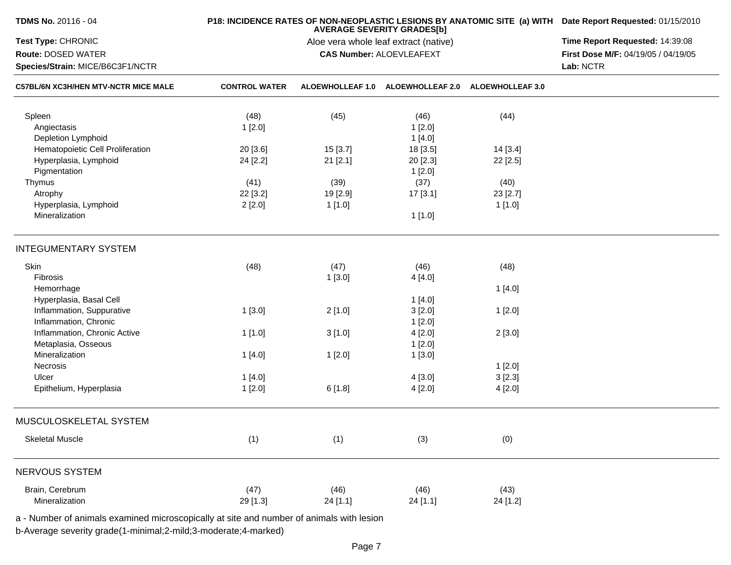**TDMS No.** 20116 - 04
**Test Type:** CHRONIC
**Route:** DOSED WATER
**Species/Strain:** MICE/B6C3F1/NCTR

**P18: INCIDENCE RATES OF NON-NEOPLASTIC LESIONS BY ANATOMIC SITE (a) WITH AVERAGE SEVERITY GRADES[b]**
Aloe vera whole leaf extract (native)
**CAS Number:** ALOEVLEAFEXT

**Date Report Requested:** 01/15/2010
**Time Report Requested:** 14:39:08
**First Dose M/F:** 04/19/05 / 04/19/05
**Lab:** NCTR

| C57BL/6N XC3H/HEN MTV-NCTR MICE MALE | CONTROL WATER | ALOEWHOLLEAF 1.0 | ALOEWHOLLEAF 2.0 | ALOEWHOLLEAF 3.0 |
|---|---|---|---|---|
| Spleen | (48) | (45) | (46) | (44) |
| Angiectasis | 1 [2.0] | | 1 [2.0] | |
| Depletion Lymphoid | | | 1 [4.0] | |
| Hematopoietic Cell Proliferation | 20 [3.6] | 15 [3.7] | 18 [3.5] | 14 [3.4] |
| Hyperplasia, Lymphoid | 24 [2.2] | 21 [2.1] | 20 [2.3] | 22 [2.5] |
| Pigmentation | | | 1 [2.0] | |
| Thymus | (41) | (39) | (37) | (40) |
| Atrophy | 22 [3.2] | 19 [2.9] | 17 [3.1] | 23 [2.7] |
| Hyperplasia, Lymphoid | 2 [2.0] | 1 [1.0] | | 1 [1.0] |
| Mineralization | | | 1 [1.0] | |
| **INTEGUMENTARY SYSTEM** | | | | |
| Skin | (48) | (47) | (46) | (48) |
| Fibrosis | | 1 [3.0] | 4 [4.0] | |
| Hemorrhage | | | | 1 [4.0] |
| Hyperplasia, Basal Cell | | | 1 [4.0] | |
| Inflammation, Suppurative | 1 [3.0] | 2 [1.0] | 3 [2.0] | 1 [2.0] |
| Inflammation, Chronic | | | 1 [2.0] | |
| Inflammation, Chronic Active | 1 [1.0] | 3 [1.0] | 4 [2.0] | 2 [3.0] |
| Metaplasia, Osseous | | | 1 [2.0] | |
| Mineralization | 1 [4.0] | 1 [2.0] | 1 [3.0] | |
| Necrosis | | | | 1 [2.0] |
| Ulcer | 1 [4.0] | | 4 [3.0] | 3 [2.3] |
| Epithelium, Hyperplasia | 1 [2.0] | 6 [1.8] | 4 [2.0] | 4 [2.0] |
| **MUSCULOSKELETAL SYSTEM** | | | | |
| Skeletal Muscle | (1) | (1) | (3) | (0) |
| **NERVOUS SYSTEM** | | | | |
| Brain, Cerebrum | (47) | (46) | (46) | (43) |
| Mineralization | 29 [1.3] | 24 [1.1] | 24 [1.1] | 24 [1.2] |

a - Number of animals examined microscopically at site and number of animals with lesion
b-Average severity grade(1-minimal;2-mild;3-moderate;4-marked)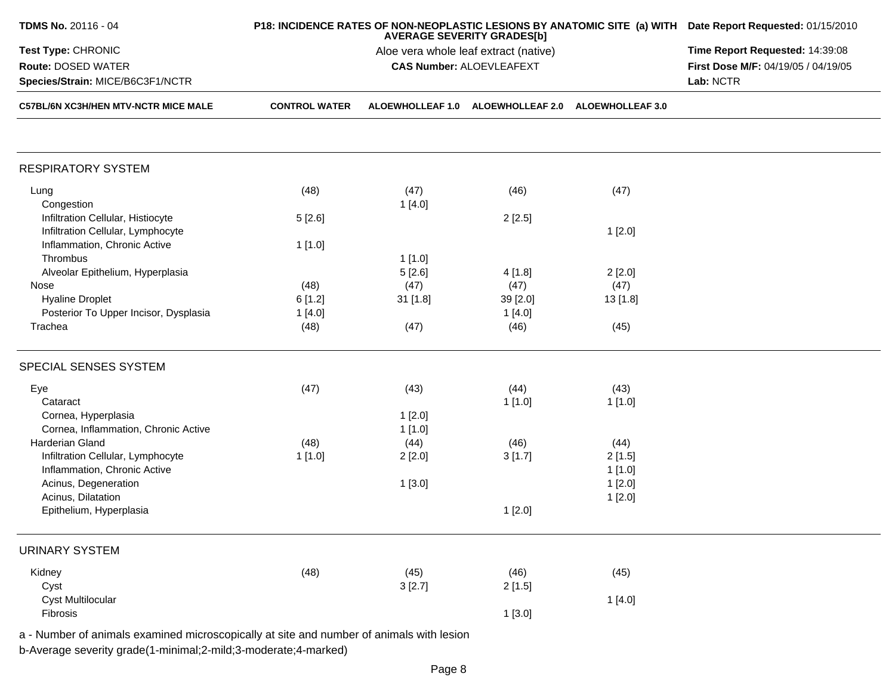**TDMS No.** 20116 - 04
**Test Type:** CHRONIC
**Route:** DOSED WATER
**Species/Strain:** MICE/B6C3F1/NCTR

**P18: INCIDENCE RATES OF NON-NEOPLASTIC LESIONS BY ANATOMIC SITE (a) WITH AVERAGE SEVERITY GRADES[b]**
Aloe vera whole leaf extract (native)
**CAS Number:** ALOEVLEAFEXT

**Date Report Requested:** 01/15/2010
**Time Report Requested:** 14:39:08
**First Dose M/F:** 04/19/05 / 04/19/05
**Lab:** NCTR

| C57BL/6N XC3H/HEN MTV-NCTR MICE MALE | CONTROL WATER | ALOEWHOLLEAF 1.0 | ALOEWHOLLEAF 2.0 | ALOEWHOLLEAF 3.0 |
|---|---|---|---|---|
| **RESPIRATORY SYSTEM** | | | | |
| Lung | (48) | (47) | (46) | (47) |
| Congestion | | 1 [4.0] | | |
| Infiltration Cellular, Histiocyte | 5 [2.6] | | 2 [2.5] | |
| Infiltration Cellular, Lymphocyte | | | | 1 [2.0] |
| Inflammation, Chronic Active | 1 [1.0] | | | |
| Thrombus | | 1 [1.0] | | |
| Alveolar Epithelium, Hyperplasia | | 5 [2.6] | 4 [1.8] | 2 [2.0] |
| Nose | (48) | (47) | (47) | (47) |
| Hyaline Droplet | 6 [1.2] | 31 [1.8] | 39 [2.0] | 13 [1.8] |
| Posterior To Upper Incisor, Dysplasia | 1 [4.0] | | 1 [4.0] | |
| Trachea | (48) | (47) | (46) | (45) |
| **SPECIAL SENSES SYSTEM** | | | | |
| Eye | (47) | (43) | (44) | (43) |
| Cataract | | | 1 [1.0] | 1 [1.0] |
| Cornea, Hyperplasia | | 1 [2.0] | | |
| Cornea, Inflammation, Chronic Active | | 1 [1.0] | | |
| Harderian Gland | (48) | (44) | (46) | (44) |
| Infiltration Cellular, Lymphocyte | 1 [1.0] | 2 [2.0] | 3 [1.7] | 2 [1.5] |
| Inflammation, Chronic Active | | | | 1 [1.0] |
| Acinus, Degeneration | | 1 [3.0] | | 1 [2.0] |
| Acinus, Dilatation | | | | 1 [2.0] |
| Epithelium, Hyperplasia | | | 1 [2.0] | |
| **URINARY SYSTEM** | | | | |
| Kidney | (48) | (45) | (46) | (45) |
| Cyst | | 3 [2.7] | 2 [1.5] | |
| Cyst Multilocular | | | | 1 [4.0] |
| Fibrosis | | | 1 [3.0] | |

a - Number of animals examined microscopically at site and number of animals with lesion
b-Average severity grade(1-minimal;2-mild;3-moderate;4-marked)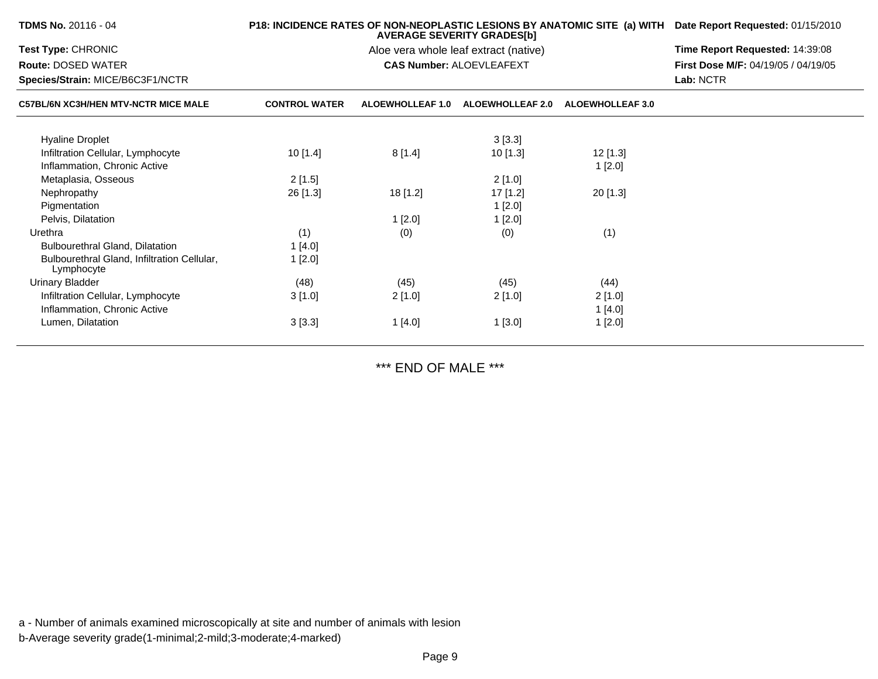**TDMS No.** 20116 - 04

**Test Type:** CHRONIC

**Route:** DOSED WATER

**Species/Strain:** MICE/B6C3F1/NCTR

**P18: INCIDENCE RATES OF NON-NEOPLASTIC LESIONS BY ANATOMIC SITE (a) WITH AVERAGE SEVERITY GRADES[b]**

Aloe vera whole leaf extract (native)

**CAS Number:** ALOEVLEAFEXT

**Date Report Requested:** 01/15/2010

**Time Report Requested:** 14:39:08

**First Dose M/F:** 04/19/05 / 04/19/05

**Lab:** NCTR

| C57BL/6N XC3H/HEN MTV-NCTR MICE MALE | CONTROL WATER | ALOEWHOLLEAF 1.0 | ALOEWHOLLEAF 2.0 | ALOEWHOLLEAF 3.0 |
|---|---|---|---|---|
| Hyaline Droplet | | | 3 [3.3] | |
| Infiltration Cellular, Lymphocyte | 10 [1.4] | 8 [1.4] | 10 [1.3] | 12 [1.3] |
| Inflammation, Chronic Active | | | | 1 [2.0] |
| Metaplasia, Osseous | 2 [1.5] | | 2 [1.0] | |
| Nephropathy | 26 [1.3] | 18 [1.2] | 17 [1.2] | 20 [1.3] |
| Pigmentation | | | 1 [2.0] | |
| Pelvis, Dilatation | | 1 [2.0] | 1 [2.0] | |
| Urethra | (1) | (0) | (0) | (1) |
| Bulbourethral Gland, Dilatation | 1 [4.0] | | | |
| Bulbourethral Gland, Infiltration Cellular, Lymphocyte | 1 [2.0] | | | |
| Urinary Bladder | (48) | (45) | (45) | (44) |
| Infiltration Cellular, Lymphocyte | 3 [1.0] | 2 [1.0] | 2 [1.0] | 2 [1.0] |
| Inflammation, Chronic Active | | | | 1 [4.0] |
| Lumen, Dilatation | 3 [3.3] | 1 [4.0] | 1 [3.0] | 1 [2.0] |

*** END OF MALE ***

a - Number of animals examined microscopically at site and number of animals with lesion

b-Average severity grade(1-minimal;2-mild;3-moderate;4-marked)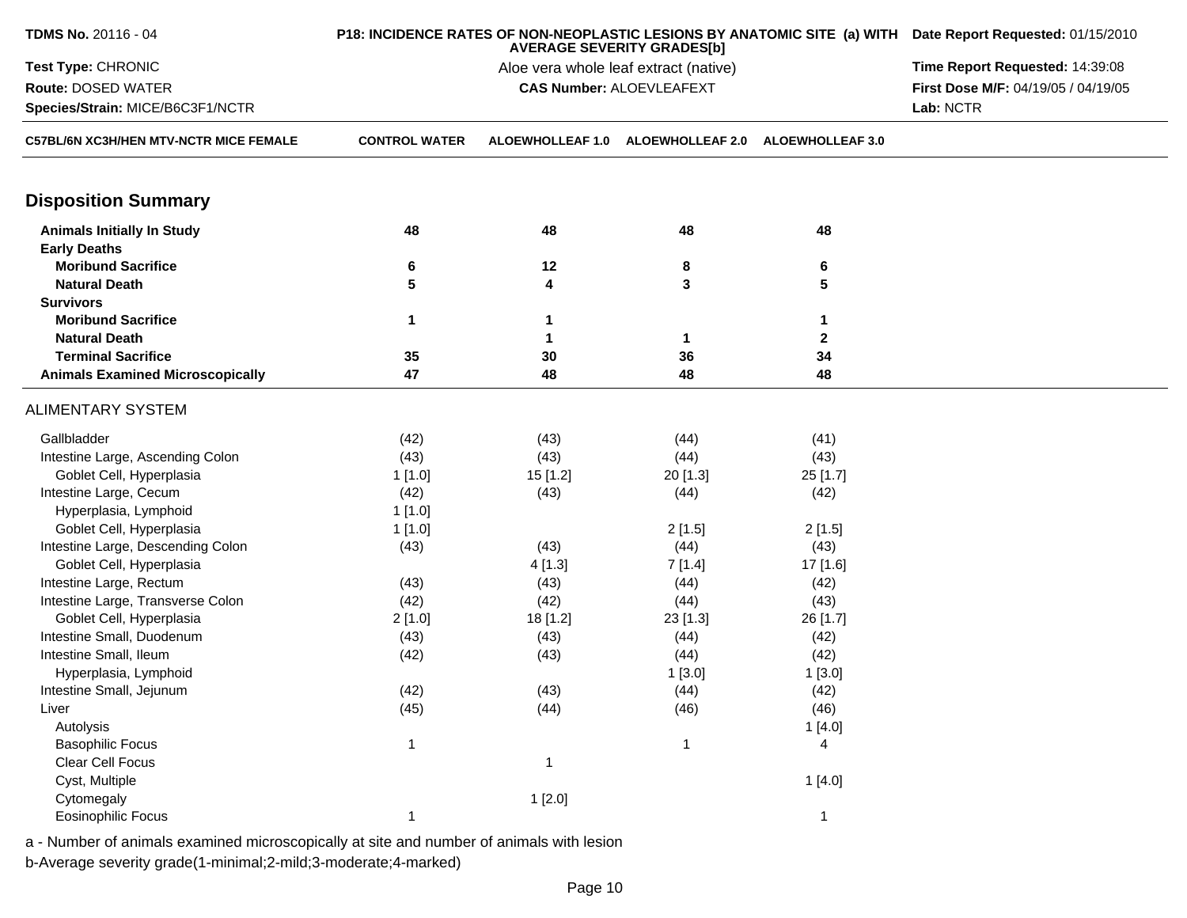**TDMS No.** 20116 - 04
**Test Type:** CHRONIC
**Route:** DOSED WATER
**Species/Strain:** MICE/B6C3F1/NCTR

**P18: INCIDENCE RATES OF NON-NEOPLASTIC LESIONS BY ANATOMIC SITE (a) WITH AVERAGE SEVERITY GRADES[b]**
Aloe vera whole leaf extract (native)
**CAS Number:** ALOEVLEAFEXT

**Date Report Requested:** 01/15/2010
**Time Report Requested:** 14:39:08
**First Dose M/F:** 04/19/05 / 04/19/05
**Lab:** NCTR

| C57BL/6N XC3H/HEN MTV-NCTR MICE FEMALE | CONTROL WATER | ALOEWHOLLEAF 1.0 | ALOEWHOLLEAF 2.0 | ALOEWHOLLEAF 3.0 |
|---|---|---|---|---|
| **Disposition Summary** | | | | |
| **Animals Initially In Study** | 48 | 48 | 48 | 48 |
| **Early Deaths** | | | | |
| **Moribund Sacrifice** | 6 | 12 | 8 | 6 |
| **Natural Death** | 5 | 4 | 3 | 5 |
| **Survivors** | | | | |
| **Moribund Sacrifice** | 1 | 1 | | 1 |
| **Natural Death** | | 1 | 1 | 2 |
| **Terminal Sacrifice** | 35 | 30 | 36 | 34 |
| **Animals Examined Microscopically** | 47 | 48 | 48 | 48 |
| ALIMENTARY SYSTEM | | | | |
| Gallbladder | (42) | (43) | (44) | (41) |
| Intestine Large, Ascending Colon | (43) | (43) | (44) | (43) |
| Goblet Cell, Hyperplasia | 1 [1.0] | 15 [1.2] | 20 [1.3] | 25 [1.7] |
| Intestine Large, Cecum | (42) | (43) | (44) | (42) |
| Hyperplasia, Lymphoid | 1 [1.0] | | | |
| Goblet Cell, Hyperplasia | 1 [1.0] | | 2 [1.5] | 2 [1.5] |
| Intestine Large, Descending Colon | (43) | (43) | (44) | (43) |
| Goblet Cell, Hyperplasia | | 4 [1.3] | 7 [1.4] | 17 [1.6] |
| Intestine Large, Rectum | (43) | (43) | (44) | (42) |
| Intestine Large, Transverse Colon | (42) | (42) | (44) | (43) |
| Goblet Cell, Hyperplasia | 2 [1.0] | 18 [1.2] | 23 [1.3] | 26 [1.7] |
| Intestine Small, Duodenum | (43) | (43) | (44) | (42) |
| Intestine Small, Ileum | (42) | (43) | (44) | (42) |
| Hyperplasia, Lymphoid | | | 1 [3.0] | 1 [3.0] |
| Intestine Small, Jejunum | (42) | (43) | (44) | (42) |
| Liver | (45) | (44) | (46) | (46) |
| Autolysis | | | | 1 [4.0] |
| Basophilic Focus | 1 | | 1 | 4 |
| Clear Cell Focus | | 1 | | |
| Cyst, Multiple | | | | 1 [4.0] |
| Cytomegaly | | 1 [2.0] | | |
| Eosinophilic Focus | 1 | | | 1 |

a - Number of animals examined microscopically at site and number of animals with lesion
b-Average severity grade(1-minimal;2-mild;3-moderate;4-marked)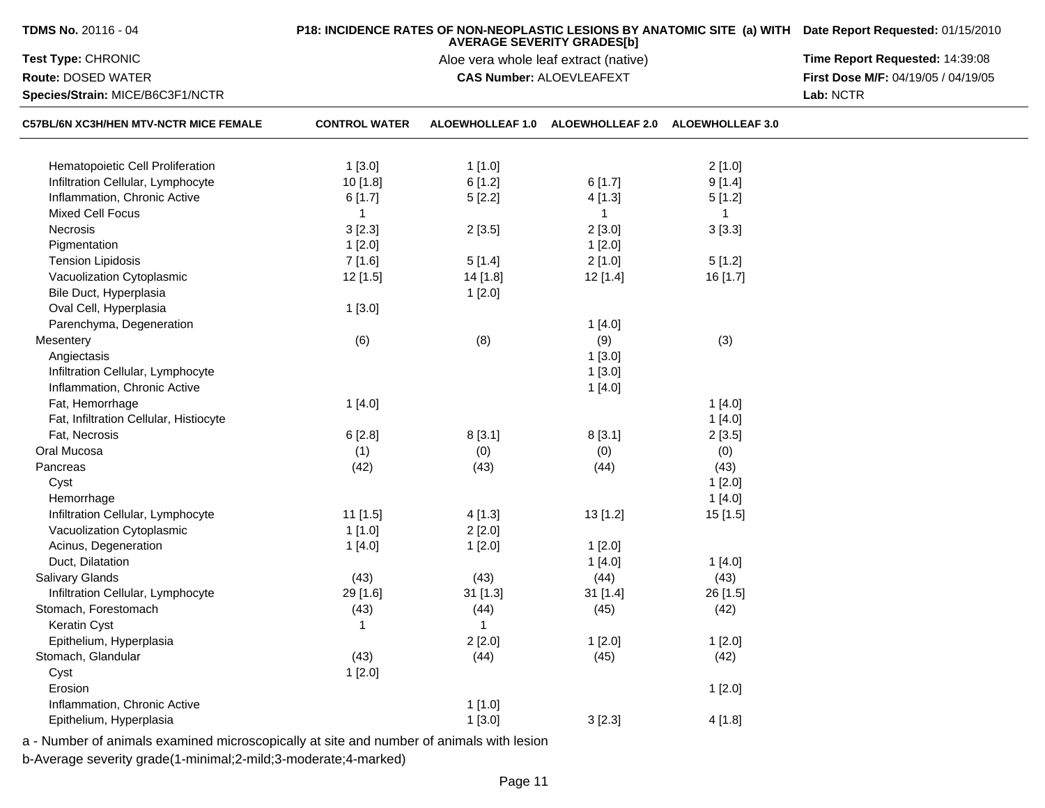**TDMS No.** 20116 - 04

**Test Type:** CHRONIC

**Route:** DOSED WATER

**Species/Strain:** MICE/B6C3F1/NCTR

**P18: INCIDENCE RATES OF NON-NEOPLASTIC LESIONS BY ANATOMIC SITE (a) WITH AVERAGE SEVERITY GRADES[b]**

Aloe vera whole leaf extract (native)

**CAS Number:** ALOEVLEAFEXT

**Date Report Requested:** 01/15/2010

**Time Report Requested:** 14:39:08

**First Dose M/F:** 04/19/05 / 04/19/05

**Lab:** NCTR

| C57BL/6N XC3H/HEN MTV-NCTR MICE FEMALE | CONTROL WATER | ALOEWHOLLEAF 1.0 | ALOEWHOLLEAF 2.0 | ALOEWHOLLEAF 3.0 |
|---|---|---|---|---|
| Hematopoietic Cell Proliferation | 1 [3.0] | 1 [1.0] | | 2 [1.0] |
| Infiltration Cellular, Lymphocyte | 10 [1.8] | 6 [1.2] | 6 [1.7] | 9 [1.4] |
| Inflammation, Chronic Active | 6 [1.7] | 5 [2.2] | 4 [1.3] | 5 [1.2] |
| Mixed Cell Focus | 1 | | 1 | 1 |
| Necrosis | 3 [2.3] | 2 [3.5] | 2 [3.0] | 3 [3.3] |
| Pigmentation | 1 [2.0] | | 1 [2.0] | |
| Tension Lipidosis | 7 [1.6] | 5 [1.4] | 2 [1.0] | 5 [1.2] |
| Vacuolization Cytoplasmic | 12 [1.5] | 14 [1.8] | 12 [1.4] | 16 [1.7] |
| Bile Duct, Hyperplasia | | 1 [2.0] | | |
| Oval Cell, Hyperplasia | 1 [3.0] | | | |
| Parenchyma, Degeneration | | | 1 [4.0] | |
| Mesentery | (6) | (8) | (9) | (3) |
| Angiectasis | | | 1 [3.0] | |
| Infiltration Cellular, Lymphocyte | | | 1 [3.0] | |
| Inflammation, Chronic Active | | | 1 [4.0] | |
| Fat, Hemorrhage | 1 [4.0] | | | 1 [4.0] |
| Fat, Infiltration Cellular, Histiocyte | | | | 1 [4.0] |
| Fat, Necrosis | 6 [2.8] | 8 [3.1] | 8 [3.1] | 2 [3.5] |
| Oral Mucosa | (1) | (0) | (0) | (0) |
| Pancreas | (42) | (43) | (44) | (43) |
| Cyst | | | | 1 [2.0] |
| Hemorrhage | | | | 1 [4.0] |
| Infiltration Cellular, Lymphocyte | 11 [1.5] | 4 [1.3] | 13 [1.2] | 15 [1.5] |
| Vacuolization Cytoplasmic | 1 [1.0] | 2 [2.0] | | |
| Acinus, Degeneration | 1 [4.0] | 1 [2.0] | 1 [2.0] | |
| Duct, Dilatation | | | 1 [4.0] | 1 [4.0] |
| Salivary Glands | (43) | (43) | (44) | (43) |
| Infiltration Cellular, Lymphocyte | 29 [1.6] | 31 [1.3] | 31 [1.4] | 26 [1.5] |
| Stomach, Forestomach | (43) | (44) | (45) | (42) |
| Keratin Cyst | 1 | 1 | | |
| Epithelium, Hyperplasia | | 2 [2.0] | 1 [2.0] | 1 [2.0] |
| Stomach, Glandular | (43) | (44) | (45) | (42) |
| Cyst | 1 [2.0] | | | |
| Erosion | | | | 1 [2.0] |
| Inflammation, Chronic Active | | 1 [1.0] | | |
| Epithelium, Hyperplasia | | 1 [3.0] | 3 [2.3] | 4 [1.8] |

a - Number of animals examined microscopically at site and number of animals with lesion

b-Average severity grade(1-minimal;2-mild;3-moderate;4-marked)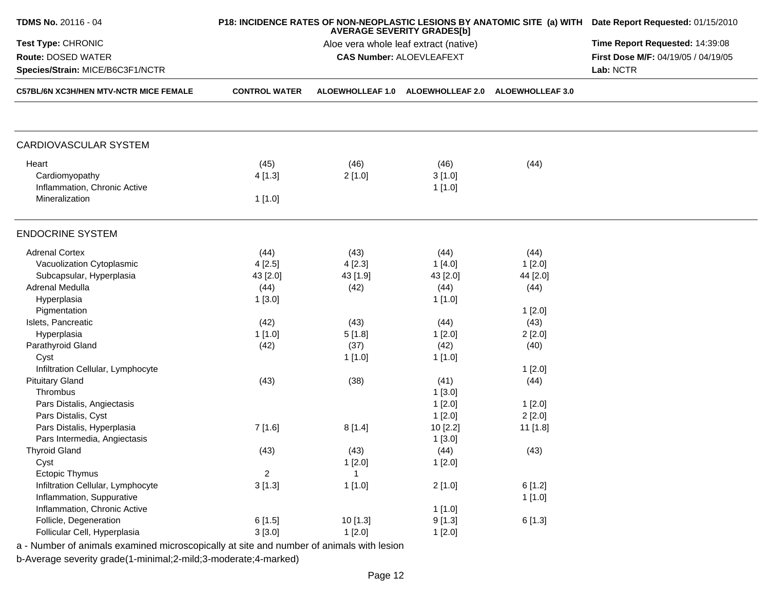**TDMS No.** 20116 - 04

**Test Type:** CHRONIC

**Route:** DOSED WATER

**Species/Strain:** MICE/B6C3F1/NCTR

**P18: INCIDENCE RATES OF NON-NEOPLASTIC LESIONS BY ANATOMIC SITE (a) WITH AVERAGE SEVERITY GRADES[b]**

Aloe vera whole leaf extract (native)

**CAS Number:** ALOEVLEAFEXT

**Date Report Requested:** 01/15/2010

**Time Report Requested:** 14:39:08

**First Dose M/F:** 04/19/05 / 04/19/05

**Lab:** NCTR

| C57BL/6N XC3H/HEN MTV-NCTR MICE FEMALE | CONTROL WATER | ALOEWHOLLEAF 1.0 | ALOEWHOLLEAF 2.0 | ALOEWHOLLEAF 3.0 |
|---|---|---|---|---|
| **CARDIOVASCULAR SYSTEM** | | | | |
| Heart | (45) | (46) | (46) | (44) |
| Cardiomyopathy | 4 [1.3] | 2 [1.0] | 3 [1.0] | |
| Inflammation, Chronic Active | | | 1 [1.0] | |
| Mineralization | 1 [1.0] | | | |
| **ENDOCRINE SYSTEM** | | | | |
| Adrenal Cortex | (44) | (43) | (44) | (44) |
| Vacuolization Cytoplasmic | 4 [2.5] | 4 [2.3] | 1 [4.0] | 1 [2.0] |
| Subcapsular, Hyperplasia | 43 [2.0] | 43 [1.9] | 43 [2.0] | 44 [2.0] |
| Adrenal Medulla | (44) | (42) | (44) | (44) |
| Hyperplasia | 1 [3.0] | | 1 [1.0] | |
| Pigmentation | | | | 1 [2.0] |
| Islets, Pancreatic | (42) | (43) | (44) | (43) |
| Hyperplasia | 1 [1.0] | 5 [1.8] | 1 [2.0] | 2 [2.0] |
| Parathyroid Gland | (42) | (37) | (42) | (40) |
| Cyst | | 1 [1.0] | 1 [1.0] | |
| Infiltration Cellular, Lymphocyte | | | | 1 [2.0] |
| Pituitary Gland | (43) | (38) | (41) | (44) |
| Thrombus | | | 1 [3.0] | |
| Pars Distalis, Angiectasis | | | 1 [2.0] | 1 [2.0] |
| Pars Distalis, Cyst | | | 1 [2.0] | 2 [2.0] |
| Pars Distalis, Hyperplasia | 7 [1.6] | 8 [1.4] | 10 [2.2] | 11 [1.8] |
| Pars Intermedia, Angiectasis | | | 1 [3.0] | |
| Thyroid Gland | (43) | (43) | (44) | (43) |
| Cyst | | 1 [2.0] | 1 [2.0] | |
| Ectopic Thymus | 2 | 1 | | |
| Infiltration Cellular, Lymphocyte | 3 [1.3] | 1 [1.0] | 2 [1.0] | 6 [1.2] |
| Inflammation, Suppurative | | | | 1 [1.0] |
| Inflammation, Chronic Active | | | 1 [1.0] | |
| Follicle, Degeneration | 6 [1.5] | 10 [1.3] | 9 [1.3] | 6 [1.3] |
| Follicular Cell, Hyperplasia | 3 [3.0] | 1 [2.0] | 1 [2.0] | |

a - Number of animals examined microscopically at site and number of animals with lesion

b-Average severity grade(1-minimal;2-mild;3-moderate;4-marked)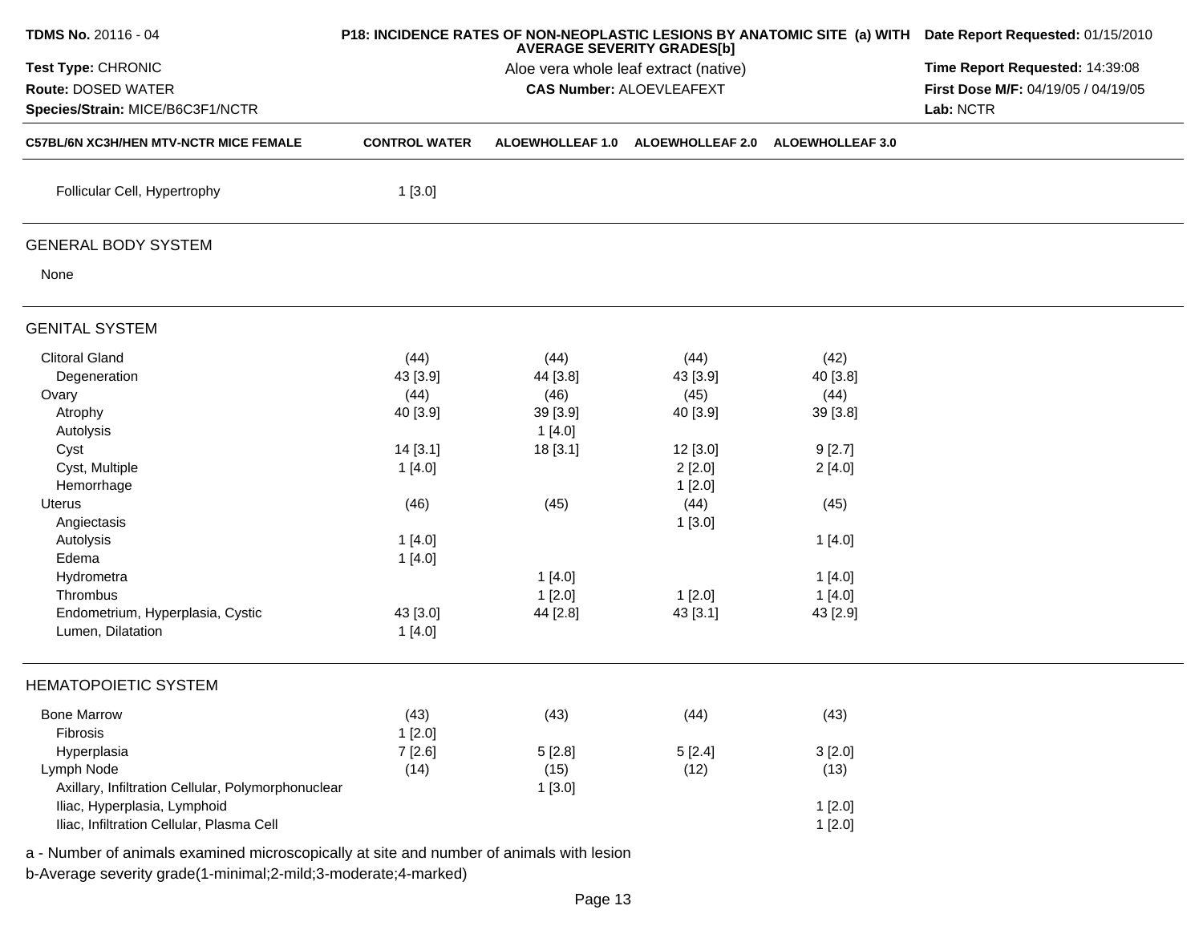**TDMS No.** 20116 - 04
**Test Type:** CHRONIC
**Route:** DOSED WATER
**Species/Strain:** MICE/B6C3F1/NCTR

**P18: INCIDENCE RATES OF NON-NEOPLASTIC LESIONS BY ANATOMIC SITE (a) WITH AVERAGE SEVERITY GRADES[b]**
Aloe vera whole leaf extract (native)
**CAS Number:** ALOEVLEAFEXT

**Date Report Requested:** 01/15/2010
**Time Report Requested:** 14:39:08
**First Dose M/F:** 04/19/05 / 04/19/05
**Lab:** NCTR

| C57BL/6N XC3H/HEN MTV-NCTR MICE FEMALE | CONTROL WATER | ALOEWHOLLEAF 1.0 | ALOEWHOLLEAF 2.0 | ALOEWHOLLEAF 3.0 |
|---|---|---|---|---|
| Follicular Cell, Hypertrophy | 1 [3.0] | | | |
| **GENERAL BODY SYSTEM** | | | | |
| None | | | | |
| **GENITAL SYSTEM** | | | | |
| Clitoral Gland | (44) | (44) | (44) | (42) |
| Degeneration | 43 [3.9] | 44 [3.8] | 43 [3.9] | 40 [3.8] |
| Ovary | (44) | (46) | (45) | (44) |
| Atrophy | 40 [3.9] | 39 [3.9] | 40 [3.9] | 39 [3.8] |
| Autolysis | | 1 [4.0] | | |
| Cyst | 14 [3.1] | 18 [3.1] | 12 [3.0] | 9 [2.7] |
| Cyst, Multiple | 1 [4.0] | | 2 [2.0] | 2 [4.0] |
| Hemorrhage | | | 1 [2.0] | |
| Uterus | (46) | (45) | (44) | (45) |
| Angiectasis | | | 1 [3.0] | |
| Autolysis | 1 [4.0] | | | 1 [4.0] |
| Edema | 1 [4.0] | | | |
| Hydrometra | | 1 [4.0] | | 1 [4.0] |
| Thrombus | | 1 [2.0] | 1 [2.0] | 1 [4.0] |
| Endometrium, Hyperplasia, Cystic | 43 [3.0] | 44 [2.8] | 43 [3.1] | 43 [2.9] |
| Lumen, Dilatation | 1 [4.0] | | | |
| **HEMATOPOIETIC SYSTEM** | | | | |
| Bone Marrow | (43) | (43) | (44) | (43) |
| Fibrosis | 1 [2.0] | | | |
| Hyperplasia | 7 [2.6] | 5 [2.8] | 5 [2.4] | 3 [2.0] |
| Lymph Node | (14) | (15) | (12) | (13) |
| Axillary, Infiltration Cellular, Polymorphonuclear | | 1 [3.0] | | |
| Iliac, Hyperplasia, Lymphoid | | | | 1 [2.0] |
| Iliac, Infiltration Cellular, Plasma Cell | | | | 1 [2.0] |

a - Number of animals examined microscopically at site and number of animals with lesion
b-Average severity grade(1-minimal;2-mild;3-moderate;4-marked)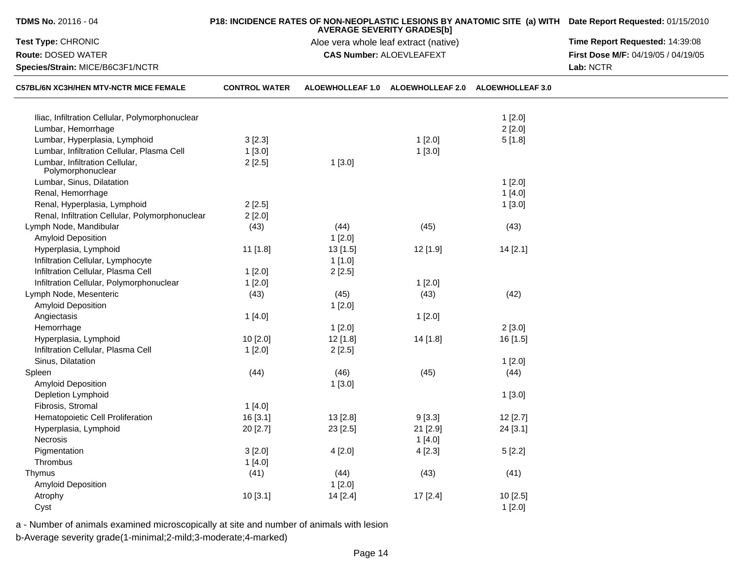**TDMS No.** 20116 - 04

**P18: INCIDENCE RATES OF NON-NEOPLASTIC LESIONS BY ANATOMIC SITE (a) WITH AVERAGE SEVERITY GRADES[b]**

Aloe vera whole leaf extract (native)

**CAS Number:** ALOEVLEAFEXT

**Date Report Requested:** 01/15/2010
**Time Report Requested:** 14:39:08
**First Dose M/F:** 04/19/05 / 04/19/05
**Lab:** NCTR

**Test Type:** CHRONIC
**Route:** DOSED WATER
**Species/Strain:** MICE/B6C3F1/NCTR

| C57BL/6N XC3H/HEN MTV-NCTR MICE FEMALE | CONTROL WATER | ALOEWHOLLEAF 1.0 | ALOEWHOLLEAF 2.0 | ALOEWHOLLEAF 3.0 |
|---|---|---|---|---|
| Iliac, Infiltration Cellular, Polymorphonuclear | | | | 1 [2.0] |
| Lumbar, Hemorrhage | | | | 2 [2.0] |
| Lumbar, Hyperplasia, Lymphoid | 3 [2.3] | | 1 [2.0] | 5 [1.8] |
| Lumbar, Infiltration Cellular, Plasma Cell | 1 [3.0] | | 1 [3.0] | |
| Lumbar, Infiltration Cellular, Polymorphonuclear | 2 [2.5] | 1 [3.0] | | |
| Lumbar, Sinus, Dilatation | | | | 1 [2.0] |
| Renal, Hemorrhage | | | | 1 [4.0] |
| Renal, Hyperplasia, Lymphoid | 2 [2.5] | | | 1 [3.0] |
| Renal, Infiltration Cellular, Polymorphonuclear | 2 [2.0] | | | |
| Lymph Node, Mandibular | (43) | (44) | (45) | (43) |
| Amyloid Deposition | | 1 [2.0] | | |
| Hyperplasia, Lymphoid | 11 [1.8] | 13 [1.5] | 12 [1.9] | 14 [2.1] |
| Infiltration Cellular, Lymphocyte | | 1 [1.0] | | |
| Infiltration Cellular, Plasma Cell | 1 [2.0] | 2 [2.5] | | |
| Infiltration Cellular, Polymorphonuclear | 1 [2.0] | | 1 [2.0] | |
| Lymph Node, Mesenteric | (43) | (45) | (43) | (42) |
| Amyloid Deposition | | 1 [2.0] | | |
| Angiectasis | 1 [4.0] | | 1 [2.0] | |
| Hemorrhage | | 1 [2.0] | | 2 [3.0] |
| Hyperplasia, Lymphoid | 10 [2.0] | 12 [1.8] | 14 [1.8] | 16 [1.5] |
| Infiltration Cellular, Plasma Cell | 1 [2.0] | 2 [2.5] | | |
| Sinus, Dilatation | | | | 1 [2.0] |
| Spleen | (44) | (46) | (45) | (44) |
| Amyloid Deposition | | 1 [3.0] | | |
| Depletion Lymphoid | | | | 1 [3.0] |
| Fibrosis, Stromal | 1 [4.0] | | | |
| Hematopoietic Cell Proliferation | 16 [3.1] | 13 [2.8] | 9 [3.3] | 12 [2.7] |
| Hyperplasia, Lymphoid | 20 [2.7] | 23 [2.5] | 21 [2.9] | 24 [3.1] |
| Necrosis | | | 1 [4.0] | |
| Pigmentation | 3 [2.0] | 4 [2.0] | 4 [2.3] | 5 [2.2] |
| Thrombus | 1 [4.0] | | | |
| Thymus | (41) | (44) | (43) | (41) |
| Amyloid Deposition | | 1 [2.0] | | |
| Atrophy | 10 [3.1] | 14 [2.4] | 17 [2.4] | 10 [2.5] |
| Cyst | | | | 1 [2.0] |

a - Number of animals examined microscopically at site and number of animals with lesion
b-Average severity grade(1-minimal;2-mild;3-moderate;4-marked)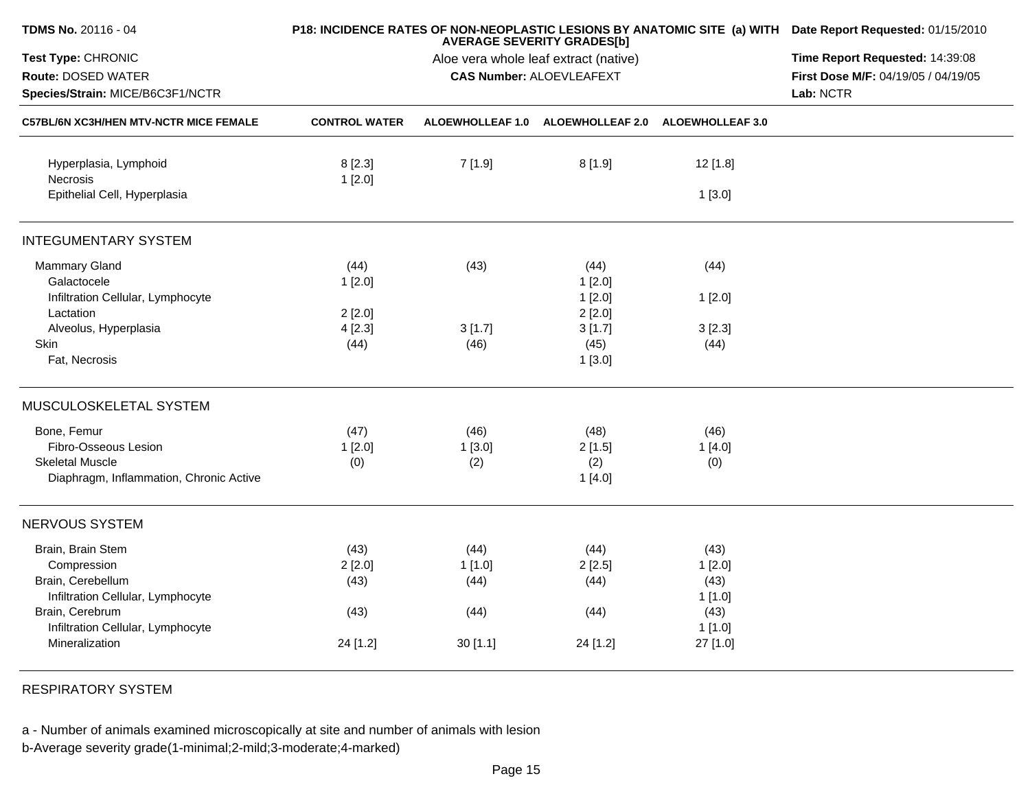**TDMS No.** 20116 - 04
**Test Type:** CHRONIC
**Route:** DOSED WATER
**Species/Strain:** MICE/B6C3F1/NCTR

**P18: INCIDENCE RATES OF NON-NEOPLASTIC LESIONS BY ANATOMIC SITE (a) WITH AVERAGE SEVERITY GRADES[b]**
Aloe vera whole leaf extract (native)
**CAS Number:** ALOEVLEAFEXT

**Date Report Requested:** 01/15/2010
**Time Report Requested:** 14:39:08
**First Dose M/F:** 04/19/05 / 04/19/05
**Lab:** NCTR

| C57BL/6N XC3H/HEN MTV-NCTR MICE FEMALE | CONTROL WATER | ALOEWHOLLEAF 1.0 | ALOEWHOLLEAF 2.0 | ALOEWHOLLEAF 3.0 |
|---|---|---|---|---|
| Hyperplasia, Lymphoid | 8 [2.3] | 7 [1.9] | 8 [1.9] | 12 [1.8] |
| Necrosis | 1 [2.0] | | | |
| Epithelial Cell, Hyperplasia | | | | 1 [3.0] |
| **INTEGUMENTARY SYSTEM** | | | | |
| Mammary Gland | (44) | (43) | (44) | (44) |
| Galactocele | 1 [2.0] | | 1 [2.0] | |
| Infiltration Cellular, Lymphocyte | | | 1 [2.0] | 1 [2.0] |
| Lactation | 2 [2.0] | | 2 [2.0] | |
| Alveolus, Hyperplasia | 4 [2.3] | 3 [1.7] | 3 [1.7] | 3 [2.3] |
| Skin | (44) | (46) | (45) | (44) |
| Fat, Necrosis | | | 1 [3.0] | |
| **MUSCULOSKELETAL SYSTEM** | | | | |
| Bone, Femur | (47) | (46) | (48) | (46) |
| Fibro-Osseous Lesion | 1 [2.0] | 1 [3.0] | 2 [1.5] | 1 [4.0] |
| Skeletal Muscle | (0) | (2) | (2) | (0) |
| Diaphragm, Inflammation, Chronic Active | | | 1 [4.0] | |
| **NERVOUS SYSTEM** | | | | |
| Brain, Brain Stem | (43) | (44) | (44) | (43) |
| Compression | 2 [2.0] | 1 [1.0] | 2 [2.5] | 1 [2.0] |
| Brain, Cerebellum | (43) | (44) | (44) | (43) |
| Infiltration Cellular, Lymphocyte | | | | 1 [1.0] |
| Brain, Cerebrum | (43) | (44) | (44) | (43) |
| Infiltration Cellular, Lymphocyte | | | | 1 [1.0] |
| Mineralization | 24 [1.2] | 30 [1.1] | 24 [1.2] | 27 [1.0] |

RESPIRATORY SYSTEM

a - Number of animals examined microscopically at site and number of animals with lesion
b-Average severity grade(1-minimal;2-mild;3-moderate;4-marked)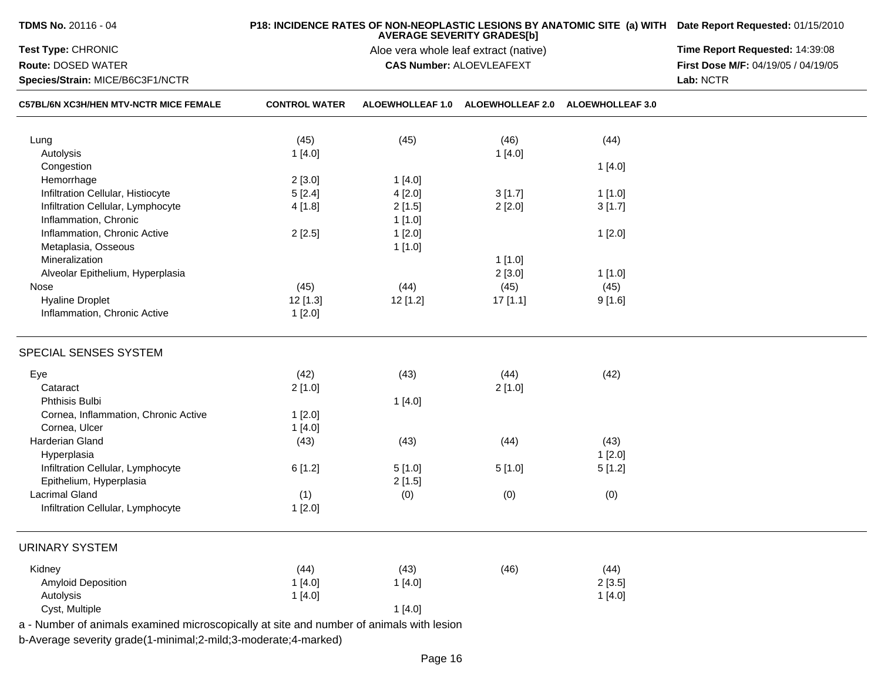**TDMS No.** 20116 - 04

**P18: INCIDENCE RATES OF NON-NEOPLASTIC LESIONS BY ANATOMIC SITE (a) WITH AVERAGE SEVERITY GRADES[b]**

Aloe vera whole leaf extract (native)

**CAS Number:** ALOEVLEAFEXT

**Date Report Requested:** 01/15/2010

**Time Report Requested:** 14:39:08

**First Dose M/F:** 04/19/05 / 04/19/05

**Lab:** NCTR

**Test Type:** CHRONIC

**Route:** DOSED WATER

**Species/Strain:** MICE/B6C3F1/NCTR

| C57BL/6N XC3H/HEN MTV-NCTR MICE FEMALE | CONTROL WATER | ALOEWHOLLEAF 1.0 | ALOEWHOLLEAF 2.0 | ALOEWHOLLEAF 3.0 |
|---|---|---|---|---|
| Lung | (45) | (45) | (46) | (44) |
| Autolysis | 1 [4.0] | | 1 [4.0] | |
| Congestion | | | | 1 [4.0] |
| Hemorrhage | 2 [3.0] | 1 [4.0] | | |
| Infiltration Cellular, Histiocyte | 5 [2.4] | 4 [2.0] | 3 [1.7] | 1 [1.0] |
| Infiltration Cellular, Lymphocyte | 4 [1.8] | 2 [1.5] | 2 [2.0] | 3 [1.7] |
| Inflammation, Chronic | | 1 [1.0] | | |
| Inflammation, Chronic Active | 2 [2.5] | 1 [2.0] | | 1 [2.0] |
| Metaplasia, Osseous | | 1 [1.0] | | |
| Mineralization | | | 1 [1.0] | |
| Alveolar Epithelium, Hyperplasia | | | 2 [3.0] | 1 [1.0] |
| Nose | (45) | (44) | (45) | (45) |
| Hyaline Droplet | 12 [1.3] | 12 [1.2] | 17 [1.1] | 9 [1.6] |
| Inflammation, Chronic Active | 1 [2.0] | | | |
| **SPECIAL SENSES SYSTEM** | | | | |
| Eye | (42) | (43) | (44) | (42) |
| Cataract | 2 [1.0] | | 2 [1.0] | |
| Phthisis Bulbi | | 1 [4.0] | | |
| Cornea, Inflammation, Chronic Active | 1 [2.0] | | | |
| Cornea, Ulcer | 1 [4.0] | | | |
| Harderian Gland | (43) | (43) | (44) | (43) |
| Hyperplasia | | | | 1 [2.0] |
| Infiltration Cellular, Lymphocyte | 6 [1.2] | 5 [1.0] | 5 [1.0] | 5 [1.2] |
| Epithelium, Hyperplasia | | 2 [1.5] | | |
| Lacrimal Gland | (1) | (0) | (0) | (0) |
| Infiltration Cellular, Lymphocyte | 1 [2.0] | | | |
| **URINARY SYSTEM** | | | | |
| Kidney | (44) | (43) | (46) | (44) |
| Amyloid Deposition | 1 [4.0] | 1 [4.0] | | 2 [3.5] |
| Autolysis | 1 [4.0] | | | 1 [4.0] |
| Cyst, Multiple | | 1 [4.0] | | |

a - Number of animals examined microscopically at site and number of animals with lesion

b-Average severity grade(1-minimal;2-mild;3-moderate;4-marked)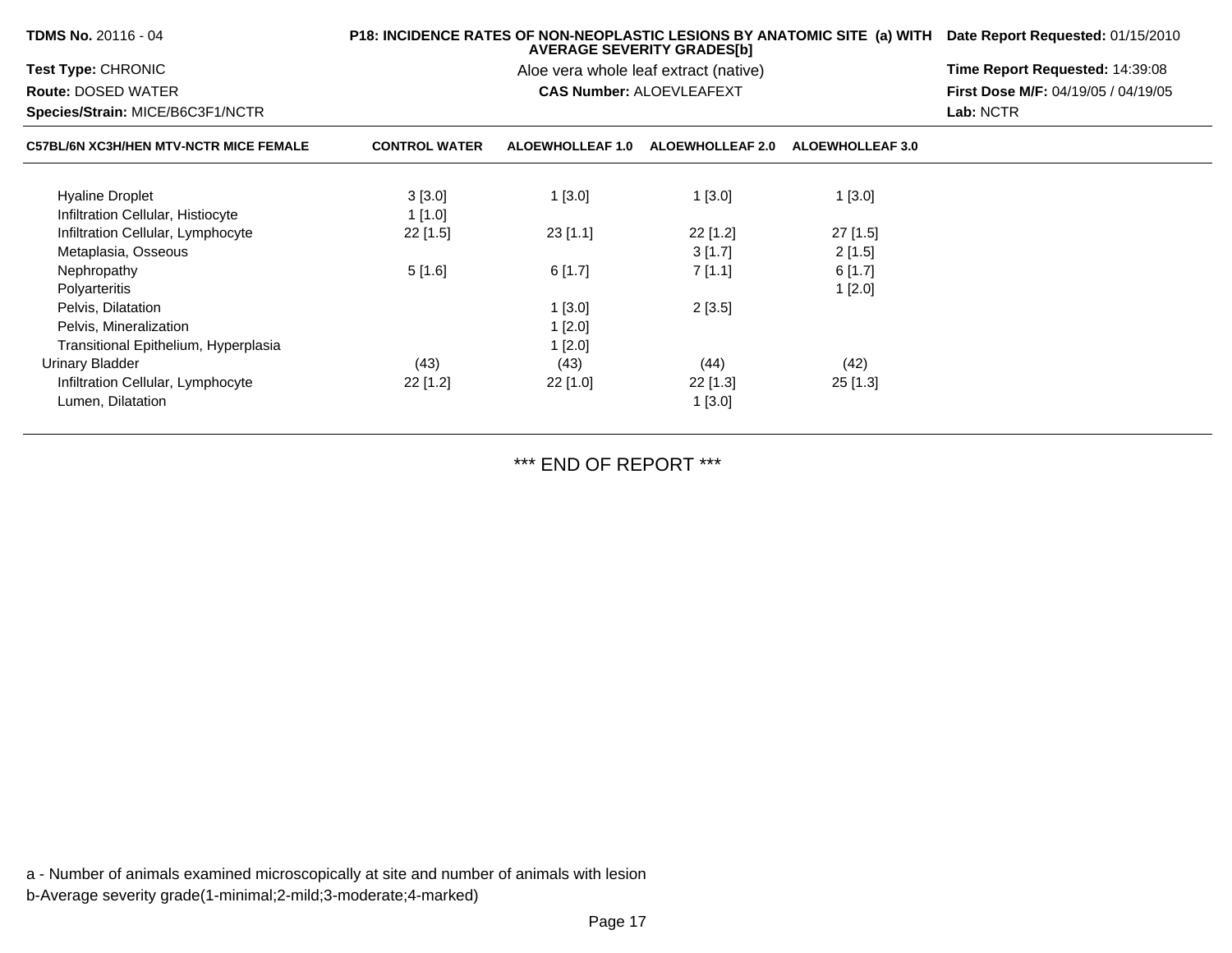| C57BL/6N XC3H/HEN MTV-NCTR MICE FEMALE | CONTROL WATER | ALOEWHOLLEAF 1.0 | ALOEWHOLLEAF 2.0 | ALOEWHOLLEAF 3.0 |
|---|---|---|---|---|
| Hyaline Droplet | 3 [3.0] | 1 [3.0] | 1 [3.0] | 1 [3.0] |
| Infiltration Cellular, Histiocyte | 1 [1.0] | | | |
| Infiltration Cellular, Lymphocyte | 22 [1.5] | 23 [1.1] | 22 [1.2] | 27 [1.5] |
| Metaplasia, Osseous | | | 3 [1.7] | 2 [1.5] |
| Nephropathy | 5 [1.6] | 6 [1.7] | 7 [1.1] | 6 [1.7] |
| Polyarteritis | | | | 1 [2.0] |
| Pelvis, Dilatation | | 1 [3.0] | 2 [3.5] | |
| Pelvis, Mineralization | | 1 [2.0] | | |
| Transitional Epithelium, Hyperplasia | | 1 [2.0] | | |
| Urinary Bladder | (43) | (43) | (44) | (42) |
| Infiltration Cellular, Lymphocyte | 22 [1.2] | 22 [1.0] | 22 [1.3] | 25 [1.3] |
| Lumen, Dilatation | | | 1 [3.0] | |

\*\*\* END OF REPORT \*\*\*

a - Number of animals examined microscopically at site and number of animals with lesion

b-Average severity grade(1-minimal;2-mild;3-moderate;4-marked)